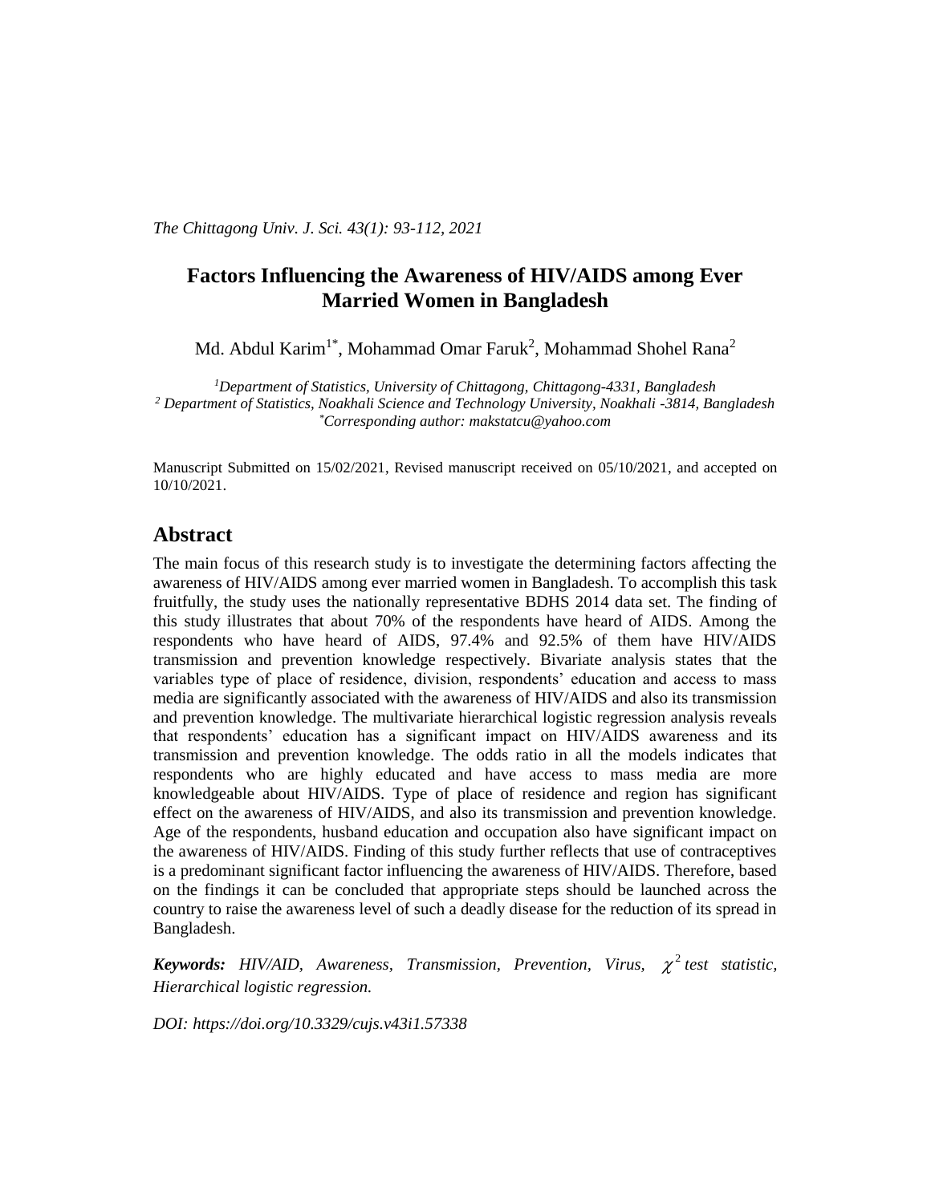*The Chittagong Univ. J. Sci. 43(1): 93-112, 2021*

# Factors Influencing the Awareness of HIV/AIDS among Ever Married Women in Bangladesh

Md. Abdul Karim[1*], Mohammad Omar Faruk[2], Mohammad Shohel Rana[2]

*[1]Department of Statistics, University of Chittagong, Chittagong-4331, Bangladesh*
*[2] Department of Statistics, Noakhali Science and Technology University, Noakhali -3814, Bangladesh*
*[*]Corresponding author: makstatcu@yahoo.com*

Manuscript Submitted on 15/02/2021, Revised manuscript received on 05/10/2021, and accepted on 10/10/2021.

## Abstract

The main focus of this research study is to investigate the determining factors affecting the awareness of HIV/AIDS among ever married women in Bangladesh. To accomplish this task fruitfully, the study uses the nationally representative BDHS 2014 data set. The finding of this study illustrates that about 70% of the respondents have heard of AIDS. Among the respondents who have heard of AIDS, 97.4% and 92.5% of them have HIV/AIDS transmission and prevention knowledge respectively. Bivariate analysis states that the variables type of place of residence, division, respondents' education and access to mass media are significantly associated with the awareness of HIV/AIDS and also its transmission and prevention knowledge. The multivariate hierarchical logistic regression analysis reveals that respondents' education has a significant impact on HIV/AIDS awareness and its transmission and prevention knowledge. The odds ratio in all the models indicates that respondents who are highly educated and have access to mass media are more knowledgeable about HIV/AIDS. Type of place of residence and region has significant effect on the awareness of HIV/AIDS, and also its transmission and prevention knowledge. Age of the respondents, husband education and occupation also have significant impact on the awareness of HIV/AIDS. Finding of this study further reflects that use of contraceptives is a predominant significant factor influencing the awareness of HIV/AIDS. Therefore, based on the findings it can be concluded that appropriate steps should be launched across the country to raise the awareness level of such a deadly disease for the reduction of its spread in Bangladesh.

***Keywords:*** *HIV/AID, Awareness, Transmission, Prevention, Virus, $\chi^2$ test statistic, Hierarchical logistic regression.*

*DOI: https://doi.org/10.3329/cujs.v43i1.57338*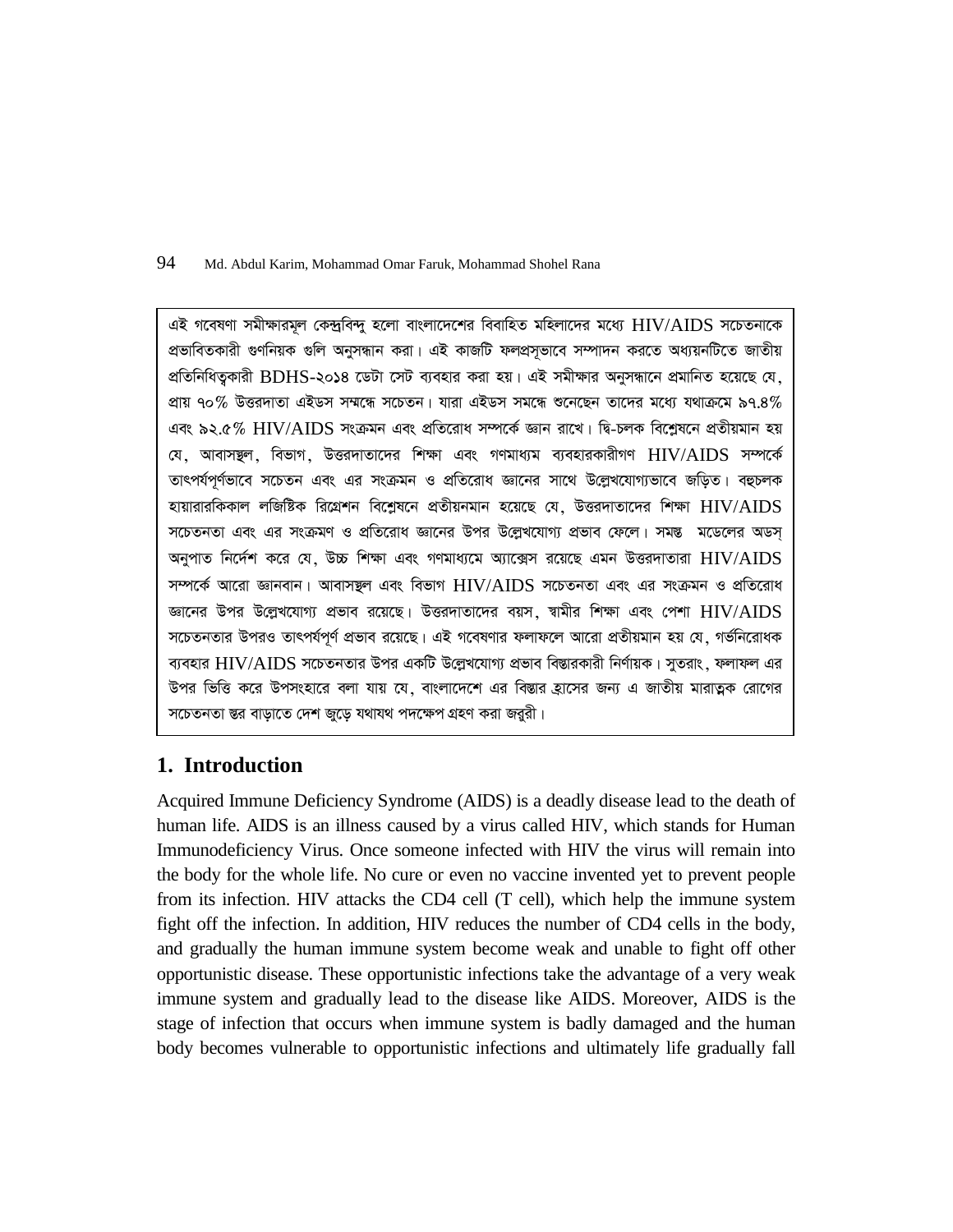এই গবেষণা সমীক্ষারমূল কেন্দ্রবিন্দু হলো বাংলাদেশের বিবাহিত মহিলাদের মধ্যে HIV/AIDS সচেতনাকে প্রভাবিতকারী গুণনিয়ক গুলি অনুসন্ধান করা। এই কাজটি ফলপ্রসূভাবে সম্পাদন করতে অধ্যয়নটিতে জাতীয় প্রতিনিধিত্বকারী BDHS-২০১৪ ডেটা সেট ব্যবহার করা হয়। এই সমীক্ষার অনুসন্ধানে প্রমানিত হয়েছে যে, প্রায় ৭০% উত্তরদাতা এইডস সম্বন্ধে সচেতন। যারা এইডস সমন্ধে শুনেছেন তাদের মধ্যে যথাক্রমে ৯৭.৪% এবং ৯২.৫% HIV/AIDS সংক্রমন এবং প্রতিরোধ সম্পর্কে জ্ঞান রাখে। দ্বি-চলক বিশ্লেষনে প্রতীয়মান হয় যে, আবাসস্থল, বিভাগ, উত্তরদাতাদের শিক্ষা এবং গণমাধ্যম ব্যবহারকারীগণ HIV/AIDS সম্পর্কে তাৎপর্যপূর্ণভাবে সচেতন এবং এর সংক্রমন ও প্রতিরোধ জ্ঞানের সাথে উল্লেখযোগ্যভাবে জড়িত। বহুচলক হায়ারারকিকাল লজিষ্টিক রিগ্রেশন বিশ্লেষনে প্রতীয়নমান হয়েছে যে, উত্তরদাতাদের শিক্ষা HIV/AIDS সচেতনতা এবং এর সংক্রমণ ও প্রতিরোধ জ্ঞানের উপর উল্লেখযোগ্য প্রভাব ফেলে। সমস্ত মডেলের অডস্ অনুপাত নির্দেশ করে যে, উচ্চ শিক্ষা এবং গণমাধ্যমে অ্যাক্সেস রয়েছে এমন উত্তরদাতারা HIV/AIDS সম্পর্কে আরো জ্ঞানবান। আবাসস্থল এবং বিভাগ HIV/AIDS সচেতনতা এবং এর সংক্রমন ও প্রতিরোধ জ্ঞানের উপর উল্লেখযোগ্য প্রভাব রয়েছে। উত্তরদাতাদের বয়স, স্বামীর শিক্ষা এবং পেশা HIV/AIDS সচেতনতার উপরও তাৎপর্যপূর্ণ প্রভাব রয়েছে। এই গবেষণার ফলাফলে আরো প্রতীয়মান হয় যে, গর্ভনিরোধক ব্যবহার HIV/AIDS সচেতনতার উপর একটি উল্লেখযোগ্য প্রভাব বিস্তারকারী নির্ণায়ক। সুতরাং, ফলাফল এর উপর ভিত্তি করে উপসংহারে বলা যায় যে, বাংলাদেশে এর বিস্তার হ্রাসের জন্য এ জাতীয় মারাত্মক রোগের সচেতনতা স্তর বাড়াতে দেশ জুড়ে যথাযথ পদক্ষেপ গ্রহণ করা জরুরী।

## 1. Introduction

Acquired Immune Deficiency Syndrome (AIDS) is a deadly disease lead to the death of human life. AIDS is an illness caused by a virus called HIV, which stands for Human Immunodeficiency Virus. Once someone infected with HIV the virus will remain into the body for the whole life. No cure or even no vaccine invented yet to prevent people from its infection. HIV attacks the CD4 cell (T cell), which help the immune system fight off the infection. In addition, HIV reduces the number of CD4 cells in the body, and gradually the human immune system become weak and unable to fight off other opportunistic disease. These opportunistic infections take the advantage of a very weak immune system and gradually lead to the disease like AIDS. Moreover, AIDS is the stage of infection that occurs when immune system is badly damaged and the human body becomes vulnerable to opportunistic infections and ultimately life gradually fall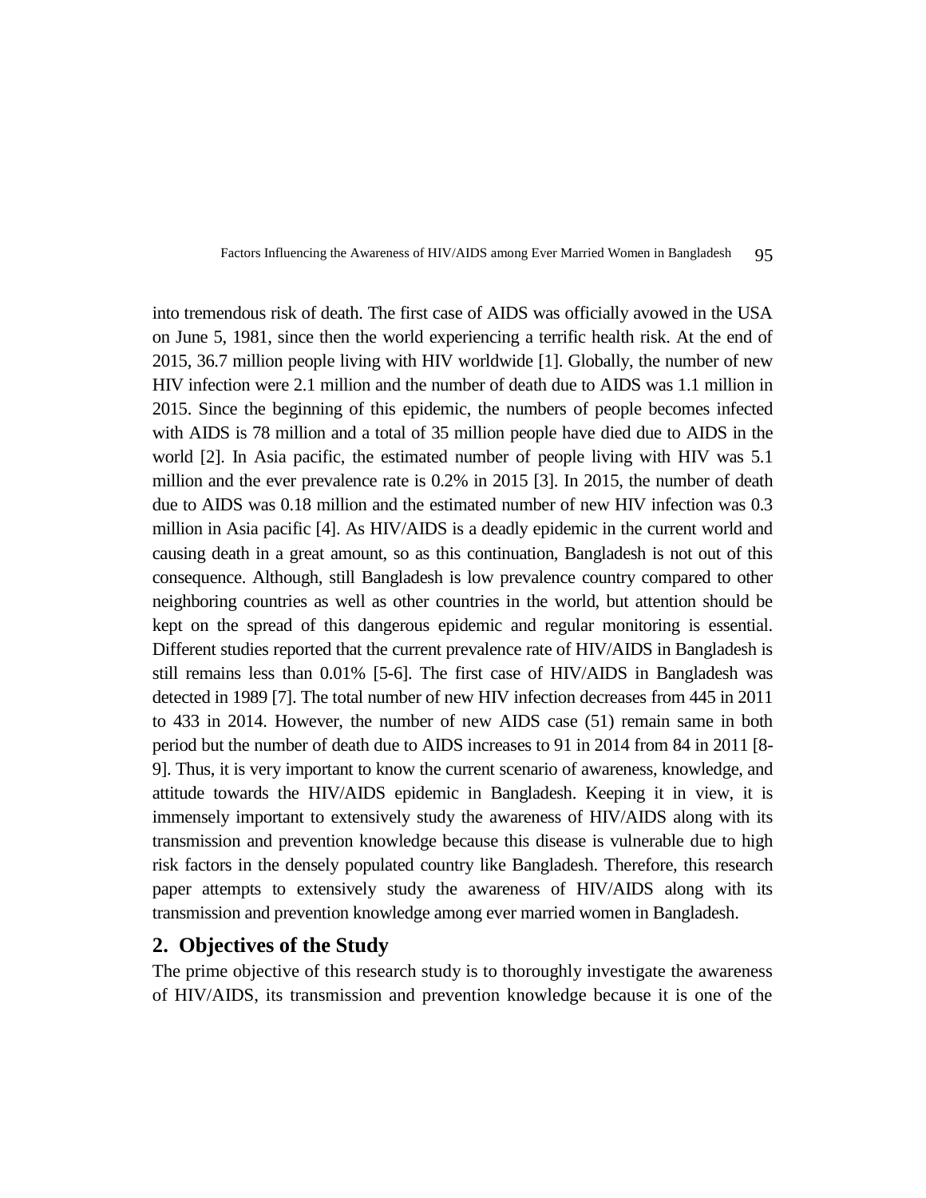into tremendous risk of death. The first case of AIDS was officially avowed in the USA on June 5, 1981, since then the world experiencing a terrific health risk. At the end of 2015, 36.7 million people living with HIV worldwide [1]. Globally, the number of new HIV infection were 2.1 million and the number of death due to AIDS was 1.1 million in 2015. Since the beginning of this epidemic, the numbers of people becomes infected with AIDS is 78 million and a total of 35 million people have died due to AIDS in the world [2]. In Asia pacific, the estimated number of people living with HIV was 5.1 million and the ever prevalence rate is 0.2% in 2015 [3]. In 2015, the number of death due to AIDS was 0.18 million and the estimated number of new HIV infection was 0.3 million in Asia pacific [4]. As HIV/AIDS is a deadly epidemic in the current world and causing death in a great amount, so as this continuation, Bangladesh is not out of this consequence. Although, still Bangladesh is low prevalence country compared to other neighboring countries as well as other countries in the world, but attention should be kept on the spread of this dangerous epidemic and regular monitoring is essential. Different studies reported that the current prevalence rate of HIV/AIDS in Bangladesh is still remains less than 0.01% [5-6]. The first case of HIV/AIDS in Bangladesh was detected in 1989 [7]. The total number of new HIV infection decreases from 445 in 2011 to 433 in 2014. However, the number of new AIDS case (51) remain same in both period but the number of death due to AIDS increases to 91 in 2014 from 84 in 2011 [8-9]. Thus, it is very important to know the current scenario of awareness, knowledge, and attitude towards the HIV/AIDS epidemic in Bangladesh. Keeping it in view, it is immensely important to extensively study the awareness of HIV/AIDS along with its transmission and prevention knowledge because this disease is vulnerable due to high risk factors in the densely populated country like Bangladesh. Therefore, this research paper attempts to extensively study the awareness of HIV/AIDS along with its transmission and prevention knowledge among ever married women in Bangladesh.

## 2. Objectives of the Study

The prime objective of this research study is to thoroughly investigate the awareness of HIV/AIDS, its transmission and prevention knowledge because it is one of the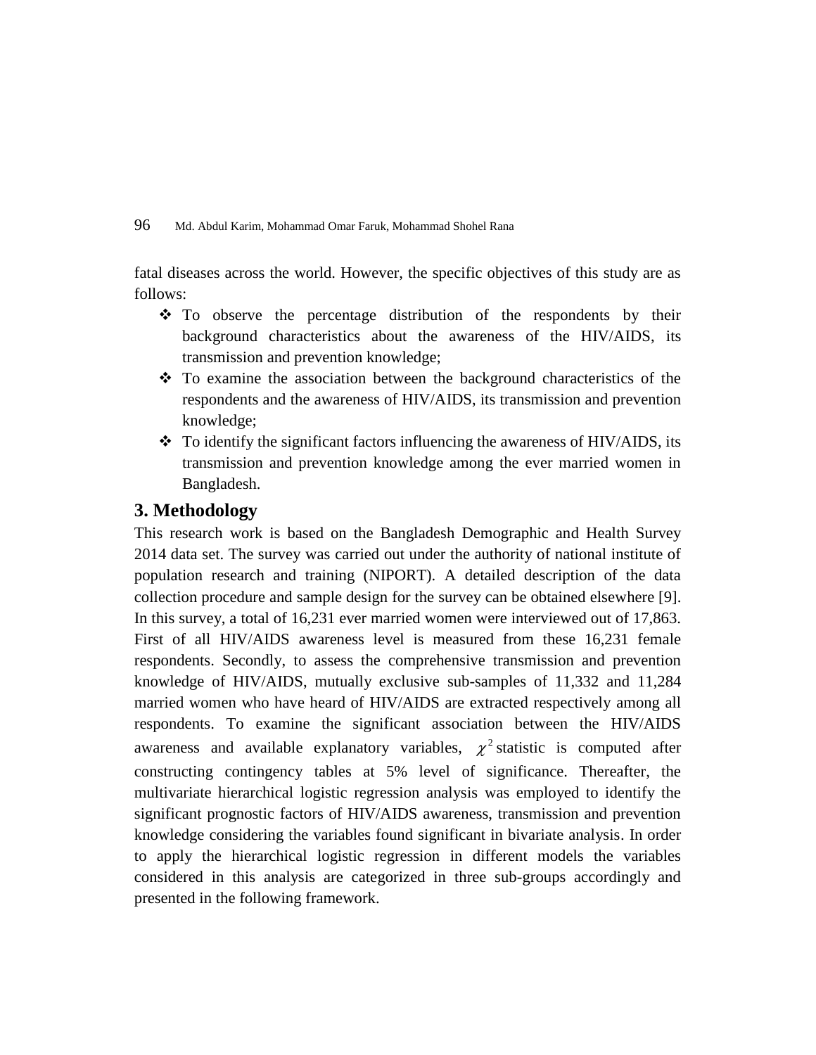fatal diseases across the world. However, the specific objectives of this study are as follows:

- To observe the percentage distribution of the respondents by their background characteristics about the awareness of the HIV/AIDS, its transmission and prevention knowledge;
- To examine the association between the background characteristics of the respondents and the awareness of HIV/AIDS, its transmission and prevention knowledge;
- To identify the significant factors influencing the awareness of HIV/AIDS, its transmission and prevention knowledge among the ever married women in Bangladesh.

## 3. Methodology

This research work is based on the Bangladesh Demographic and Health Survey 2014 data set. The survey was carried out under the authority of national institute of population research and training (NIPORT). A detailed description of the data collection procedure and sample design for the survey can be obtained elsewhere [9]. In this survey, a total of 16,231 ever married women were interviewed out of 17,863. First of all HIV/AIDS awareness level is measured from these 16,231 female respondents. Secondly, to assess the comprehensive transmission and prevention knowledge of HIV/AIDS, mutually exclusive sub-samples of 11,332 and 11,284 married women who have heard of HIV/AIDS are extracted respectively among all respondents. To examine the significant association between the HIV/AIDS awareness and available explanatory variables, $\chi^2$ statistic is computed after constructing contingency tables at 5% level of significance. Thereafter, the multivariate hierarchical logistic regression analysis was employed to identify the significant prognostic factors of HIV/AIDS awareness, transmission and prevention knowledge considering the variables found significant in bivariate analysis. In order to apply the hierarchical logistic regression in different models the variables considered in this analysis are categorized in three sub-groups accordingly and presented in the following framework.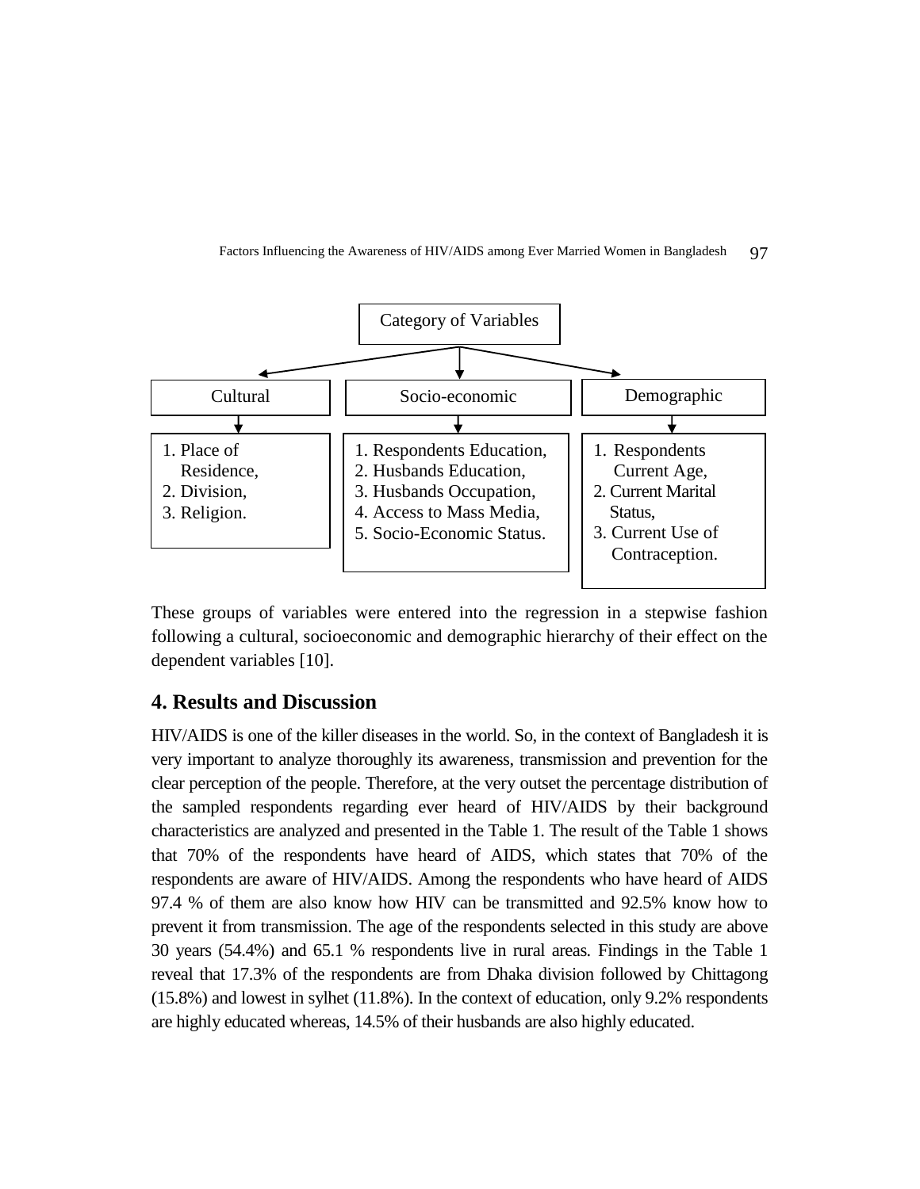Category of Variables

| Cultural | Socio-economic | Demographic |
| --- | --- | --- |
| 1. Place of Residence,<br>2. Division,<br>3. Religion. | 1. Respondents Education,<br>2. Husbands Education,<br>3. Husbands Occupation,<br>4. Access to Mass Media,<br>5. Socio-Economic Status. | 1. Respondents Current Age,<br>2. Current Marital Status,<br>3. Current Use of Contraception. |

These groups of variables were entered into the regression in a stepwise fashion following a cultural, socioeconomic and demographic hierarchy of their effect on the dependent variables [10].

## 4. Results and Discussion

HIV/AIDS is one of the killer diseases in the world. So, in the context of Bangladesh it is very important to analyze thoroughly its awareness, transmission and prevention for the clear perception of the people. Therefore, at the very outset the percentage distribution of the sampled respondents regarding ever heard of HIV/AIDS by their background characteristics are analyzed and presented in the Table 1. The result of the Table 1 shows that 70% of the respondents have heard of AIDS, which states that 70% of the respondents are aware of HIV/AIDS. Among the respondents who have heard of AIDS 97.4 % of them are also know how HIV can be transmitted and 92.5% know how to prevent it from transmission. The age of the respondents selected in this study are above 30 years (54.4%) and 65.1 % respondents live in rural areas. Findings in the Table 1 reveal that 17.3% of the respondents are from Dhaka division followed by Chittagong (15.8%) and lowest in sylhet (11.8%). In the context of education, only 9.2% respondents are highly educated whereas, 14.5% of their husbands are also highly educated.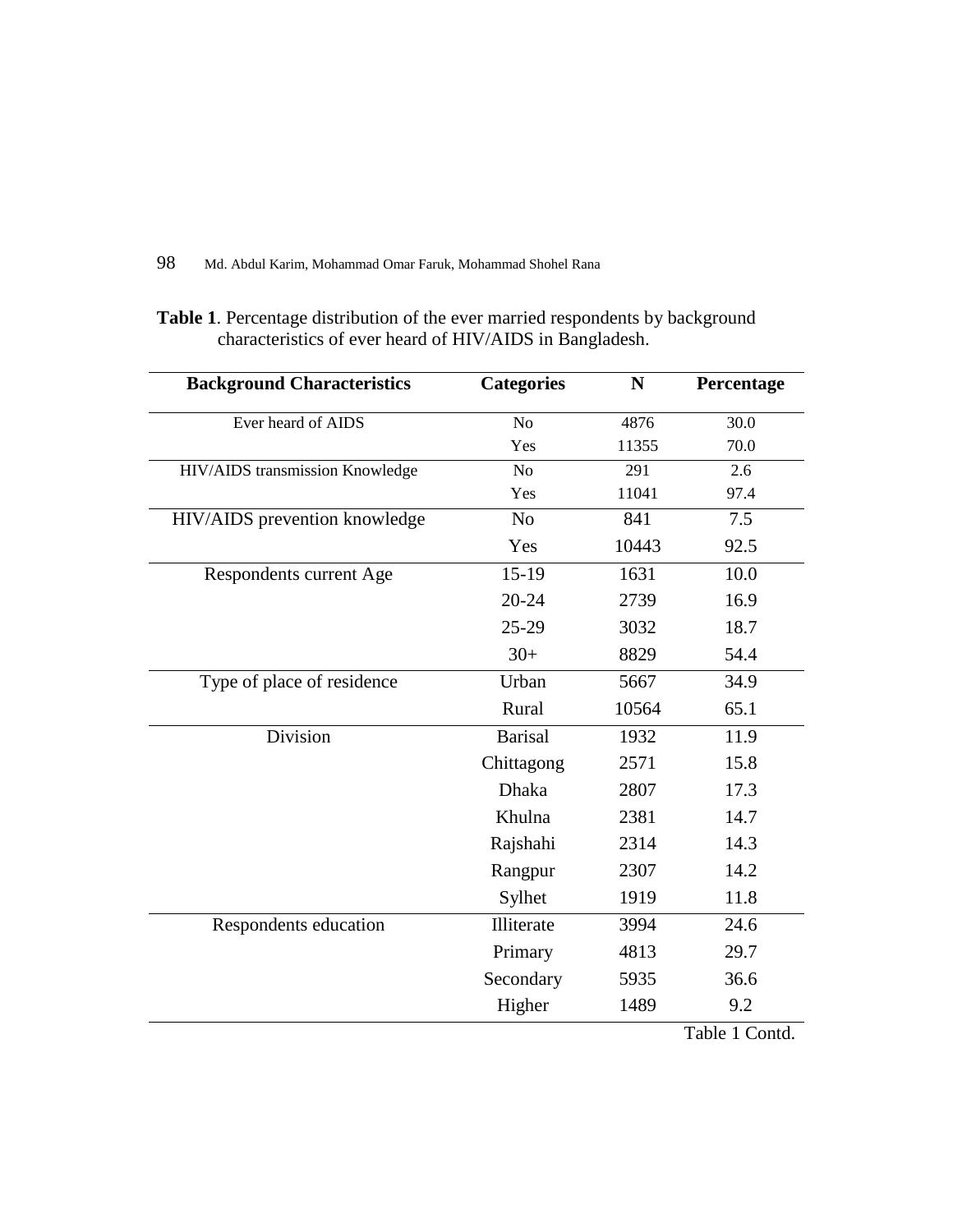**Table 1**. Percentage distribution of the ever married respondents by background characteristics of ever heard of HIV/AIDS in Bangladesh.

| Background Characteristics | Categories | N | Percentage |
|---|---|---|---|
| Ever heard of AIDS | No | 4876 | 30.0 |
| | Yes | 11355 | 70.0 |
| HIV/AIDS transmission Knowledge | No | 291 | 2.6 |
| | Yes | 11041 | 97.4 |
| HIV/AIDS prevention knowledge | No | 841 | 7.5 |
| | Yes | 10443 | 92.5 |
| Respondents current Age | 15-19 | 1631 | 10.0 |
| | 20-24 | 2739 | 16.9 |
| | 25-29 | 3032 | 18.7 |
| | 30+ | 8829 | 54.4 |
| Type of place of residence | Urban | 5667 | 34.9 |
| | Rural | 10564 | 65.1 |
| Division | Barisal | 1932 | 11.9 |
| | Chittagong | 2571 | 15.8 |
| | Dhaka | 2807 | 17.3 |
| | Khulna | 2381 | 14.7 |
| | Rajshahi | 2314 | 14.3 |
| | Rangpur | 2307 | 14.2 |
| | Sylhet | 1919 | 11.8 |
| Respondents education | Illiterate | 3994 | 24.6 |
| | Primary | 4813 | 29.7 |
| | Secondary | 5935 | 36.6 |
| | Higher | 1489 | 9.2 |

Table 1 Contd.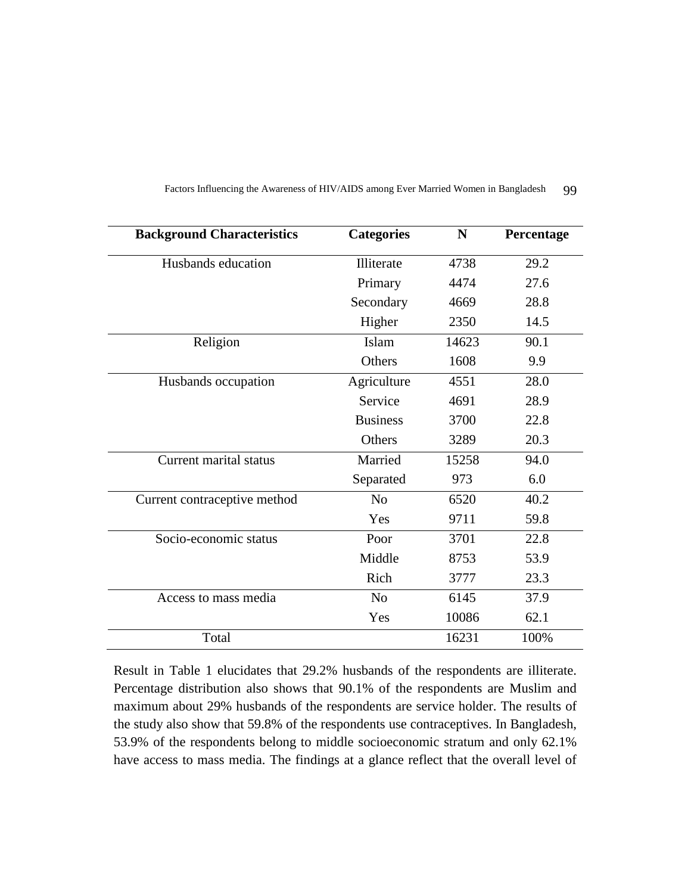| Background Characteristics | Categories | N | Percentage |
|---|---|---|---|
| Husbands education | Illiterate | 4738 | 29.2 |
| | Primary | 4474 | 27.6 |
| | Secondary | 4669 | 28.8 |
| | Higher | 2350 | 14.5 |
| Religion | Islam | 14623 | 90.1 |
| | Others | 1608 | 9.9 |
| Husbands occupation | Agriculture | 4551 | 28.0 |
| | Service | 4691 | 28.9 |
| | Business | 3700 | 22.8 |
| | Others | 3289 | 20.3 |
| Current marital status | Married | 15258 | 94.0 |
| | Separated | 973 | 6.0 |
| Current contraceptive method | No | 6520 | 40.2 |
| | Yes | 9711 | 59.8 |
| Socio-economic status | Poor | 3701 | 22.8 |
| | Middle | 8753 | 53.9 |
| | Rich | 3777 | 23.3 |
| Access to mass media | No | 6145 | 37.9 |
| | Yes | 10086 | 62.1 |
| Total | | 16231 | 100% |

Result in Table 1 elucidates that 29.2% husbands of the respondents are illiterate. Percentage distribution also shows that 90.1% of the respondents are Muslim and maximum about 29% husbands of the respondents are service holder. The results of the study also show that 59.8% of the respondents use contraceptives. In Bangladesh, 53.9% of the respondents belong to middle socioeconomic stratum and only 62.1% have access to mass media. The findings at a glance reflect that the overall level of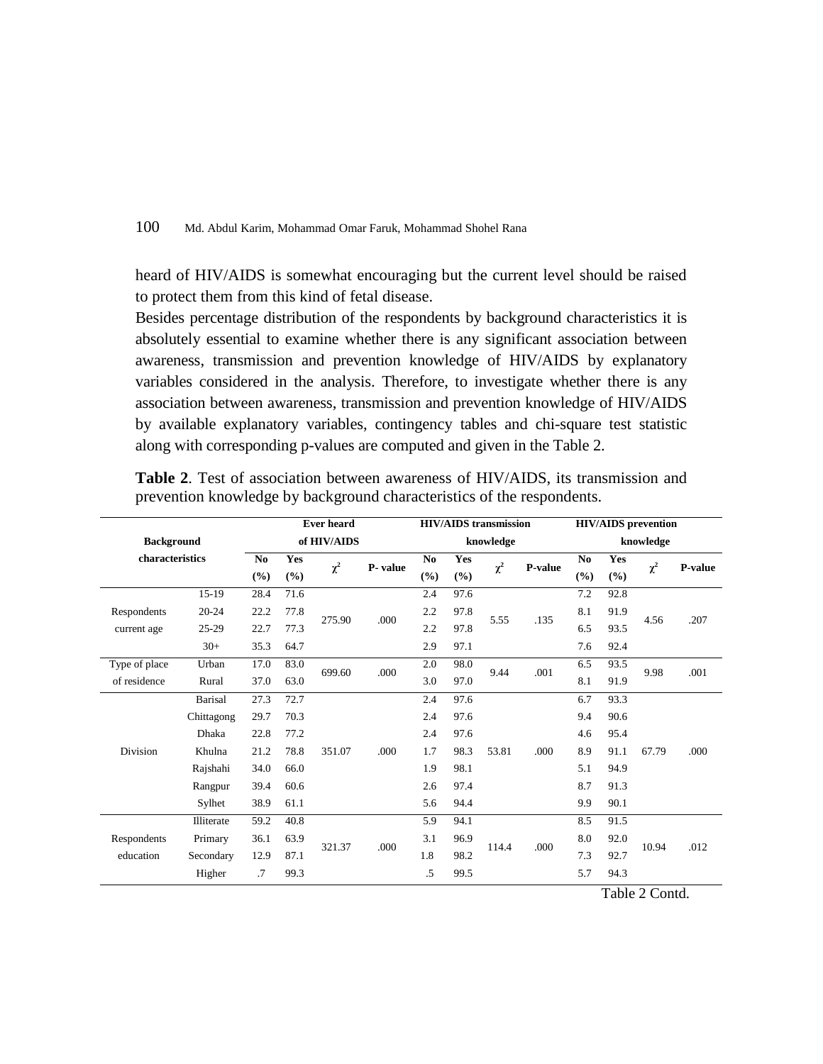heard of HIV/AIDS is somewhat encouraging but the current level should be raised to protect them from this kind of fetal disease.

Besides percentage distribution of the respondents by background characteristics it is absolutely essential to examine whether there is any significant association between awareness, transmission and prevention knowledge of HIV/AIDS by explanatory variables considered in the analysis. Therefore, to investigate whether there is any association between awareness, transmission and prevention knowledge of HIV/AIDS by available explanatory variables, contingency tables and chi-square test statistic along with corresponding p-values are computed and given in the Table 2.

**Table 2**. Test of association between awareness of HIV/AIDS, its transmission and prevention knowledge by background characteristics of the respondents.

| Background characteristics | | Ever heard of HIV/AIDS | | | | HIV/AIDS transmission knowledge | | | | HIV/AIDS prevention knowledge | | | |
|---|---|---|---|---|---|---|---|---|---|---|---|---|---|
| | | No (%) | Yes (%) | $\chi^2$ | P- value | No (%) | Yes (%) | $\chi^2$ | P-value | No (%) | Yes (%) | $\chi^2$ | P-value |
| Respondents current age | 15-19 | 28.4 | 71.6 | 275.90 | .000 | 2.4 | 97.6 | 5.55 | .135 | 7.2 | 92.8 | 4.56 | .207 |
| | 20-24 | 22.2 | 77.8 | | | 2.2 | 97.8 | | | 8.1 | 91.9 | | |
| | 25-29 | 22.7 | 77.3 | | | 2.2 | 97.8 | | | 6.5 | 93.5 | | |
| | 30+ | 35.3 | 64.7 | | | 2.9 | 97.1 | | | 7.6 | 92.4 | | |
| Type of place of residence | Urban | 17.0 | 83.0 | 699.60 | .000 | 2.0 | 98.0 | 9.44 | .001 | 6.5 | 93.5 | 9.98 | .001 |
| | Rural | 37.0 | 63.0 | | | 3.0 | 97.0 | | | 8.1 | 91.9 | | |
| Division | Barisal | 27.3 | 72.7 | 351.07 | .000 | 2.4 | 97.6 | 53.81 | .000 | 6.7 | 93.3 | 67.79 | .000 |
| | Chittagong | 29.7 | 70.3 | | | 2.4 | 97.6 | | | 9.4 | 90.6 | | |
| | Dhaka | 22.8 | 77.2 | | | 2.4 | 97.6 | | | 4.6 | 95.4 | | |
| | Khulna | 21.2 | 78.8 | | | 1.7 | 98.3 | | | 8.9 | 91.1 | | |
| | Rajshahi | 34.0 | 66.0 | | | 1.9 | 98.1 | | | 5.1 | 94.9 | | |
| | Rangpur | 39.4 | 60.6 | | | 2.6 | 97.4 | | | 8.7 | 91.3 | | |
| | Sylhet | 38.9 | 61.1 | | | 5.6 | 94.4 | | | 9.9 | 90.1 | | |
| Respondents education | Illiterate | 59.2 | 40.8 | 321.37 | .000 | 5.9 | 94.1 | 114.4 | .000 | 8.5 | 91.5 | 10.94 | .012 |
| | Primary | 36.1 | 63.9 | | | 3.1 | 96.9 | | | 8.0 | 92.0 | | |
| | Secondary | 12.9 | 87.1 | | | 1.8 | 98.2 | | | 7.3 | 92.7 | | |
| | Higher | .7 | 99.3 | | | .5 | 99.5 | | | 5.7 | 94.3 | | |

Table 2 Contd.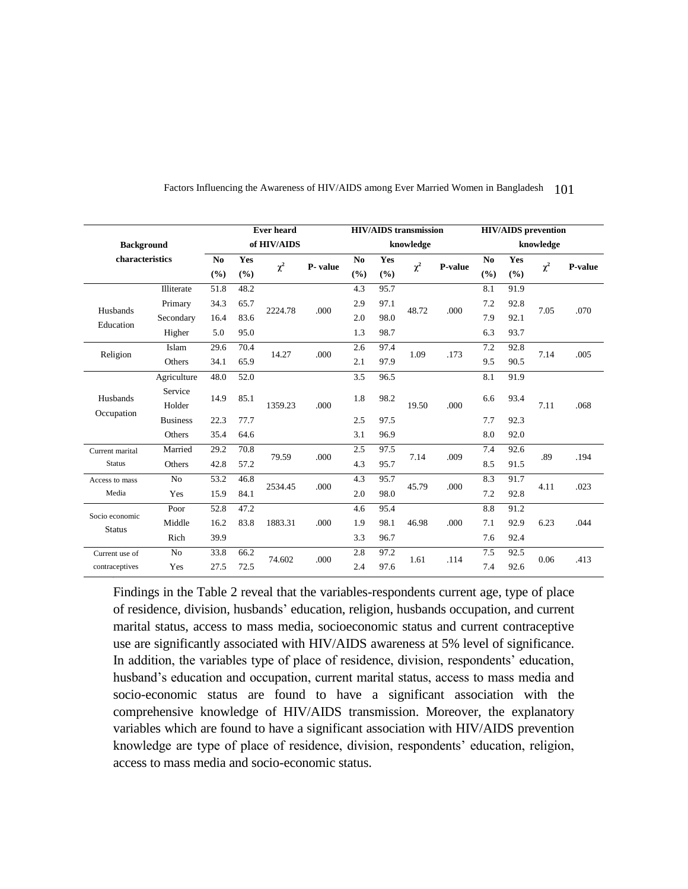| Background characteristics | | Ever heard of HIV/AIDS | | | | HIV/AIDS transmission knowledge | | | | HIV/AIDS prevention knowledge | | | |
|---|---|---|---|---|---|---|---|---|---|---|---|---|---|
| | | No (%) | Yes (%) | $\chi^2$ | P- value | No (%) | Yes (%) | $\chi^2$ | P-value | No (%) | Yes (%) | $\chi^2$ | P-value |
| Husbands Education | Illiterate | 51.8 | 48.2 | 2224.78 | .000 | 4.3 | 95.7 | 48.72 | .000 | 8.1 | 91.9 | 7.05 | .070 |
| | Primary | 34.3 | 65.7 | | | 2.9 | 97.1 | | | 7.2 | 92.8 | | |
| | Secondary | 16.4 | 83.6 | | | 2.0 | 98.0 | | | 7.9 | 92.1 | | |
| | Higher | 5.0 | 95.0 | | | 1.3 | 98.7 | | | 6.3 | 93.7 | | |
| Religion | Islam | 29.6 | 70.4 | 14.27 | .000 | 2.6 | 97.4 | 1.09 | .173 | 7.2 | 92.8 | 7.14 | .005 |
| | Others | 34.1 | 65.9 | | | 2.1 | 97.9 | | | 9.5 | 90.5 | | |
| Husbands Occupation | Agriculture | 48.0 | 52.0 | 1359.23 | .000 | 3.5 | 96.5 | 19.50 | .000 | 8.1 | 91.9 | 7.11 | .068 |
| | Service Holder | 14.9 | 85.1 | | | 1.8 | 98.2 | | | 6.6 | 93.4 | | |
| | Business | 22.3 | 77.7 | | | 2.5 | 97.5 | | | 7.7 | 92.3 | | |
| | Others | 35.4 | 64.6 | | | 3.1 | 96.9 | | | 8.0 | 92.0 | | |
| Current marital Status | Married | 29.2 | 70.8 | 79.59 | .000 | 2.5 | 97.5 | 7.14 | .009 | 7.4 | 92.6 | .89 | .194 |
| | Others | 42.8 | 57.2 | | | 4.3 | 95.7 | | | 8.5 | 91.5 | | |
| Access to mass Media | No | 53.2 | 46.8 | 2534.45 | .000 | 4.3 | 95.7 | 45.79 | .000 | 8.3 | 91.7 | 4.11 | .023 |
| | Yes | 15.9 | 84.1 | | | 2.0 | 98.0 | | | 7.2 | 92.8 | | |
| Socio economic Status | Poor | 52.8 | 47.2 | 1883.31 | .000 | 4.6 | 95.4 | 46.98 | .000 | 8.8 | 91.2 | 6.23 | .044 |
| | Middle | 16.2 | 83.8 | | | 1.9 | 98.1 | | | 7.1 | 92.9 | | |
| | Rich | 39.9 | | | | 3.3 | 96.7 | | | 7.6 | 92.4 | | |
| Current use of contraceptives | No | 33.8 | 66.2 | 74.602 | .000 | 2.8 | 97.2 | 1.61 | .114 | 7.5 | 92.5 | 0.06 | .413 |
| | Yes | 27.5 | 72.5 | | | 2.4 | 97.6 | | | 7.4 | 92.6 | | |

Findings in the Table 2 reveal that the variables-respondents current age, type of place of residence, division, husbands' education, religion, husbands occupation, and current marital status, access to mass media, socioeconomic status and current contraceptive use are significantly associated with HIV/AIDS awareness at 5% level of significance. In addition, the variables type of place of residence, division, respondents' education, husband's education and occupation, current marital status, access to mass media and socio-economic status are found to have a significant association with the comprehensive knowledge of HIV/AIDS transmission. Moreover, the explanatory variables which are found to have a significant association with HIV/AIDS prevention knowledge are type of place of residence, division, respondents' education, religion, access to mass media and socio-economic status.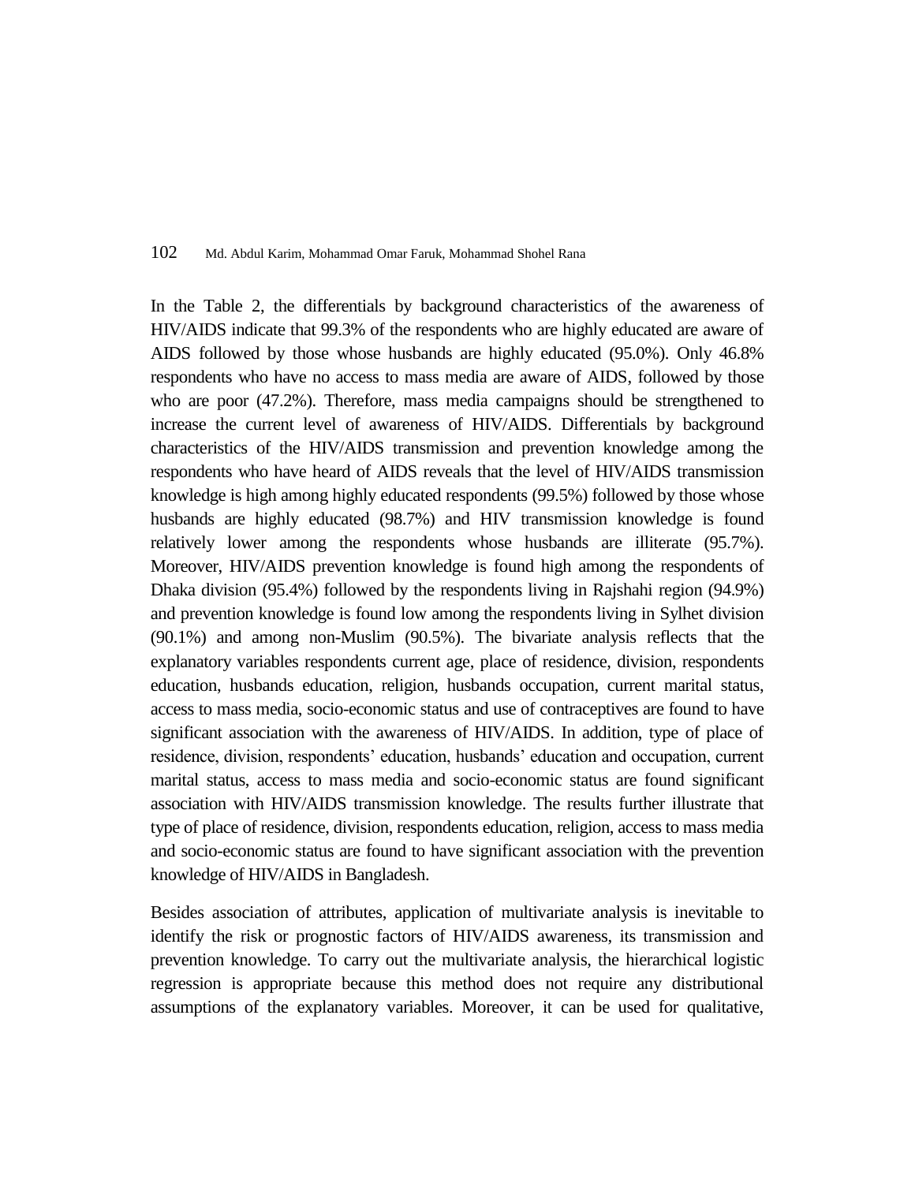In the Table 2, the differentials by background characteristics of the awareness of HIV/AIDS indicate that 99.3% of the respondents who are highly educated are aware of AIDS followed by those whose husbands are highly educated (95.0%). Only 46.8% respondents who have no access to mass media are aware of AIDS, followed by those who are poor (47.2%). Therefore, mass media campaigns should be strengthened to increase the current level of awareness of HIV/AIDS. Differentials by background characteristics of the HIV/AIDS transmission and prevention knowledge among the respondents who have heard of AIDS reveals that the level of HIV/AIDS transmission knowledge is high among highly educated respondents (99.5%) followed by those whose husbands are highly educated (98.7%) and HIV transmission knowledge is found relatively lower among the respondents whose husbands are illiterate (95.7%). Moreover, HIV/AIDS prevention knowledge is found high among the respondents of Dhaka division (95.4%) followed by the respondents living in Rajshahi region (94.9%) and prevention knowledge is found low among the respondents living in Sylhet division (90.1%) and among non-Muslim (90.5%). The bivariate analysis reflects that the explanatory variables respondents current age, place of residence, division, respondents education, husbands education, religion, husbands occupation, current marital status, access to mass media, socio-economic status and use of contraceptives are found to have significant association with the awareness of HIV/AIDS. In addition, type of place of residence, division, respondents' education, husbands' education and occupation, current marital status, access to mass media and socio-economic status are found significant association with HIV/AIDS transmission knowledge. The results further illustrate that type of place of residence, division, respondents education, religion, access to mass media and socio-economic status are found to have significant association with the prevention knowledge of HIV/AIDS in Bangladesh.

Besides association of attributes, application of multivariate analysis is inevitable to identify the risk or prognostic factors of HIV/AIDS awareness, its transmission and prevention knowledge. To carry out the multivariate analysis, the hierarchical logistic regression is appropriate because this method does not require any distributional assumptions of the explanatory variables. Moreover, it can be used for qualitative,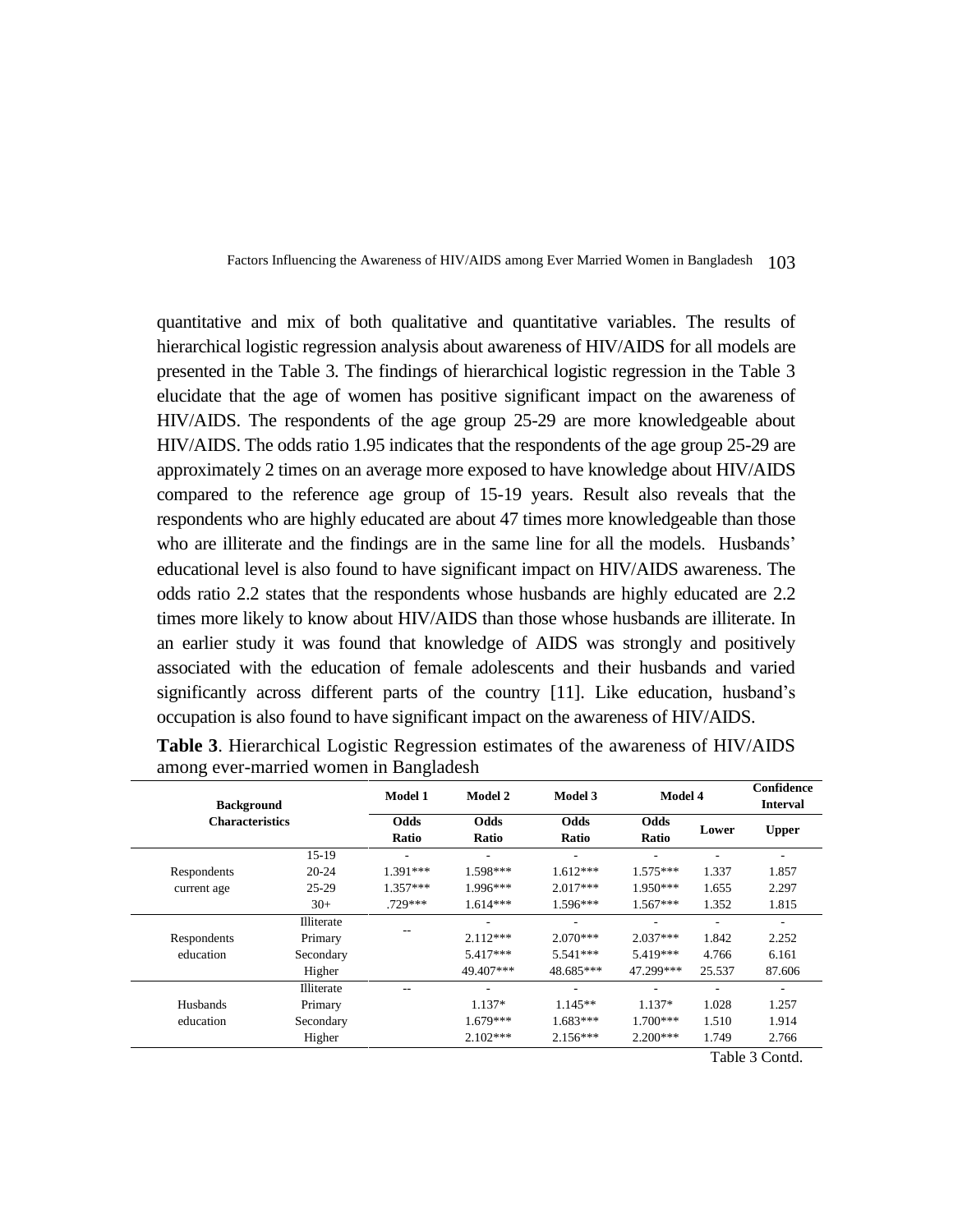quantitative and mix of both qualitative and quantitative variables. The results of hierarchical logistic regression analysis about awareness of HIV/AIDS for all models are presented in the Table 3. The findings of hierarchical logistic regression in the Table 3 elucidate that the age of women has positive significant impact on the awareness of HIV/AIDS. The respondents of the age group 25-29 are more knowledgeable about HIV/AIDS. The odds ratio 1.95 indicates that the respondents of the age group 25-29 are approximately 2 times on an average more exposed to have knowledge about HIV/AIDS compared to the reference age group of 15-19 years. Result also reveals that the respondents who are highly educated are about 47 times more knowledgeable than those who are illiterate and the findings are in the same line for all the models. Husbands' educational level is also found to have significant impact on HIV/AIDS awareness. The odds ratio 2.2 states that the respondents whose husbands are highly educated are 2.2 times more likely to know about HIV/AIDS than those whose husbands are illiterate. In an earlier study it was found that knowledge of AIDS was strongly and positively associated with the education of female adolescents and their husbands and varied significantly across different parts of the country [11]. Like education, husband's occupation is also found to have significant impact on the awareness of HIV/AIDS.

**Table 3**. Hierarchical Logistic Regression estimates of the awareness of HIV/AIDS among ever-married women in Bangladesh

| Background Characteristics | | Model 1 | Model 2 | Model 3 | Model 4 | Confidence Interval | |
|---|---|---|---|---|---|---|---|
| | | Odds Ratio | Odds Ratio | Odds Ratio | Odds Ratio | Lower | Upper |
| Respondents current age | 15-19 | - | - | - | - | - | - |
| | 20-24 | 1.391*** | 1.598*** | 1.612*** | 1.575*** | 1.337 | 1.857 |
| | 25-29 | 1.357*** | 1.996*** | 2.017*** | 1.950*** | 1.655 | 2.297 |
| | 30+ | .729*** | 1.614*** | 1.596*** | 1.567*** | 1.352 | 1.815 |
| Respondents education | Illiterate | -- | - | - | - | - | - |
| | Primary | | 2.112*** | 2.070*** | 2.037*** | 1.842 | 2.252 |
| | Secondary | | 5.417*** | 5.541*** | 5.419*** | 4.766 | 6.161 |
| | Higher | | 49.407*** | 48.685*** | 47.299*** | 25.537 | 87.606 |
| Husbands education | Illiterate | -- | - | - | - | - | - |
| | Primary | | 1.137* | 1.145** | 1.137* | 1.028 | 1.257 |
| | Secondary | | 1.679*** | 1.683*** | 1.700*** | 1.510 | 1.914 |
| | Higher | | 2.102*** | 2.156*** | 2.200*** | 1.749 | 2.766 |

Table 3 Contd.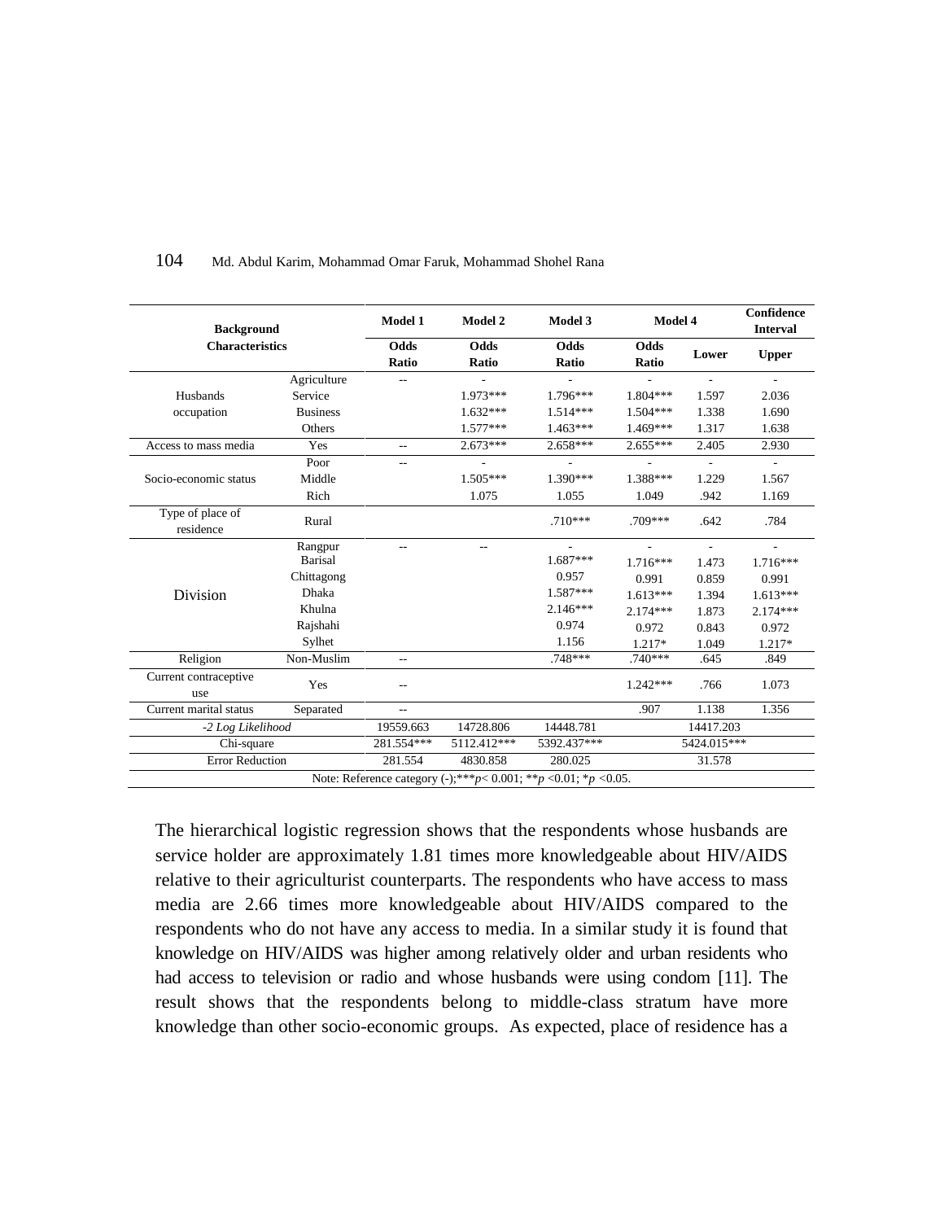| Background Characteristics | | Model 1 | Model 2 | Model 3 | Model 4 | Confidence Interval | |
|---|---|---|---|---|---|---|---|
| | | Odds Ratio | Odds Ratio | Odds Ratio | Odds Ratio | Lower | Upper |
| Husbands occupation | Agriculture | -- | - | - | - | - | - |
| | Service | | 1.973*** | 1.796*** | 1.804*** | 1.597 | 2.036 |
| | Business | | 1.632*** | 1.514*** | 1.504*** | 1.338 | 1.690 |
| | Others | | 1.577*** | 1.463*** | 1.469*** | 1.317 | 1.638 |
| Access to mass media | Yes | -- | 2.673*** | 2.658*** | 2.655*** | 2.405 | 2.930 |
| Socio-economic status | Poor | -- | - | - | - | - | - |
| | Middle | | 1.505*** | 1.390*** | 1.388*** | 1.229 | 1.567 |
| | Rich | | 1.075 | 1.055 | 1.049 | .942 | 1.169 |
| Type of place of residence | Rural | | | .710*** | .709*** | .642 | .784 |
| Division | Rangpur | -- | -- | - | - | - | - |
| | Barisal | | | 1.687*** | 1.716*** | 1.473 | 1.716*** |
| | Chittagong | | | 0.957 | 0.991 | 0.859 | 0.991 |
| | Dhaka | | | 1.587*** | 1.613*** | 1.394 | 1.613*** |
| | Khulna | | | 2.146*** | 2.174*** | 1.873 | 2.174*** |
| | Rajshahi | | | 0.974 | 0.972 | 0.843 | 0.972 |
| | Sylhet | | | 1.156 | 1.217* | 1.049 | 1.217* |
| Religion | Non-Muslim | -- | | .748*** | .740*** | .645 | .849 |
| Current contraceptive use | Yes | -- | | | 1.242*** | .766 | 1.073 |
| Current marital status | Separated | -- | | | .907 | 1.138 | 1.356 |
| *-2 Log Likelihood* | | 19559.663 | 14728.806 | 14448.781 | 14417.203 | | |
| Chi-square | | 281.554*** | 5112.412*** | 5392.437*** | 5424.015*** | | |
| Error Reduction | | 281.554 | 4830.858 | 280.025 | 31.578 | | |

Note: Reference category (-);****p*< 0.001; ***p* <0.01; **p* <0.05.

The hierarchical logistic regression shows that the respondents whose husbands are service holder are approximately 1.81 times more knowledgeable about HIV/AIDS relative to their agriculturist counterparts. The respondents who have access to mass media are 2.66 times more knowledgeable about HIV/AIDS compared to the respondents who do not have any access to media. In a similar study it is found that knowledge on HIV/AIDS was higher among relatively older and urban residents who had access to television or radio and whose husbands were using condom [11]. The result shows that the respondents belong to middle-class stratum have more knowledge than other socio-economic groups. As expected, place of residence has a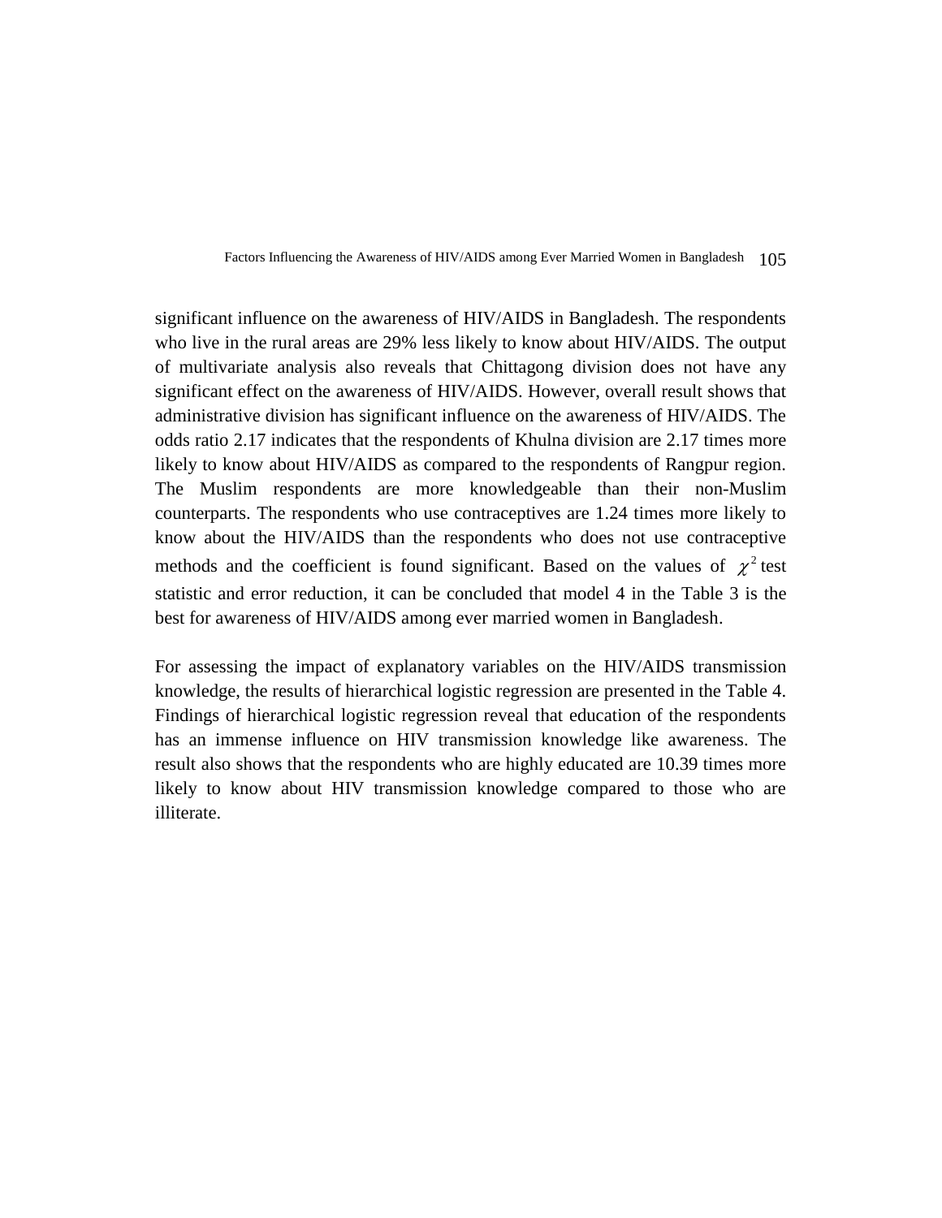significant influence on the awareness of HIV/AIDS in Bangladesh. The respondents who live in the rural areas are 29% less likely to know about HIV/AIDS. The output of multivariate analysis also reveals that Chittagong division does not have any significant effect on the awareness of HIV/AIDS. However, overall result shows that administrative division has significant influence on the awareness of HIV/AIDS. The odds ratio 2.17 indicates that the respondents of Khulna division are 2.17 times more likely to know about HIV/AIDS as compared to the respondents of Rangpur region. The Muslim respondents are more knowledgeable than their non-Muslim counterparts. The respondents who use contraceptives are 1.24 times more likely to know about the HIV/AIDS than the respondents who does not use contraceptive methods and the coefficient is found significant. Based on the values of $\chi^2$ test statistic and error reduction, it can be concluded that model 4 in the Table 3 is the best for awareness of HIV/AIDS among ever married women in Bangladesh.

For assessing the impact of explanatory variables on the HIV/AIDS transmission knowledge, the results of hierarchical logistic regression are presented in the Table 4. Findings of hierarchical logistic regression reveal that education of the respondents has an immense influence on HIV transmission knowledge like awareness. The result also shows that the respondents who are highly educated are 10.39 times more likely to know about HIV transmission knowledge compared to those who are illiterate.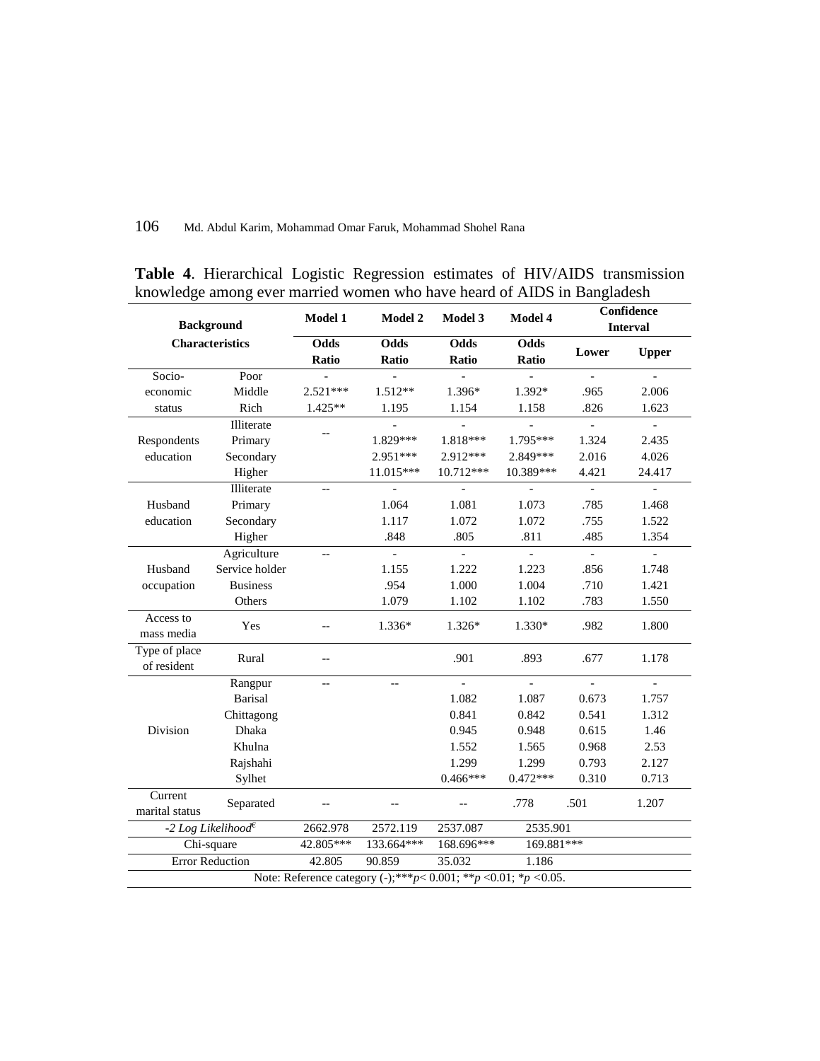**Table 4**. Hierarchical Logistic Regression estimates of HIV/AIDS transmission knowledge among ever married women who have heard of AIDS in Bangladesh

| Background Characteristics | | Model 1 | Model 2 | Model 3 | Model 4 | Confidence Interval | |
|---|---|---|---|---|---|---|---|
| | | Odds Ratio | Odds Ratio | Odds Ratio | Odds Ratio | Lower | Upper |
| Socio-economic status | Poor | - | - | - | - | - | - |
| | Middle | 2.521*** | 1.512** | 1.396* | 1.392* | .965 | 2.006 |
| | Rich | 1.425** | 1.195 | 1.154 | 1.158 | .826 | 1.623 |
| Respondents education | Illiterate | -- | - | - | - | - | - |
| | Primary | | 1.829*** | 1.818*** | 1.795*** | 1.324 | 2.435 |
| | Secondary | | 2.951*** | 2.912*** | 2.849*** | 2.016 | 4.026 |
| | Higher | | 11.015*** | 10.712*** | 10.389*** | 4.421 | 24.417 |
| Husband education | Illiterate | -- | - | - | - | - | - |
| | Primary | | 1.064 | 1.081 | 1.073 | .785 | 1.468 |
| | Secondary | | 1.117 | 1.072 | 1.072 | .755 | 1.522 |
| | Higher | | .848 | .805 | .811 | .485 | 1.354 |
| Husband occupation | Agriculture | -- | - | - | - | - | - |
| | Service holder | | 1.155 | 1.222 | 1.223 | .856 | 1.748 |
| | Business | | .954 | 1.000 | 1.004 | .710 | 1.421 |
| | Others | | 1.079 | 1.102 | 1.102 | .783 | 1.550 |
| Access to mass media | Yes | -- | 1.336* | 1.326* | 1.330* | .982 | 1.800 |
| Type of place of resident | Rural | -- | | .901 | .893 | .677 | 1.178 |
| Division | Rangpur | -- | -- | - | - | - | - |
| | Barisal | | | 1.082 | 1.087 | 0.673 | 1.757 |
| | Chittagong | | | 0.841 | 0.842 | 0.541 | 1.312 |
| | Dhaka | | | 0.945 | 0.948 | 0.615 | 1.46 |
| | Khulna | | | 1.552 | 1.565 | 0.968 | 2.53 |
| | Rajshahi | | | 1.299 | 1.299 | 0.793 | 2.127 |
| | Sylhet | | | 0.466*** | 0.472*** | 0.310 | 0.713 |
| Current marital status | Separated | -- | -- | -- | .778 | .501 | 1.207 |
| *-2 Log Likelihood*[€] | | 2662.978 | 2572.119 | 2537.087 | 2535.901 | | |
| Chi-square | | 42.805*** | 133.664*** | 168.696*** | 169.881*** | | |
| Error Reduction | | 42.805 | 90.859 | 35.032 | 1.186 | | |

Note: Reference category (-);****p*< 0.001; ***p* <0.01; **p* <0.05.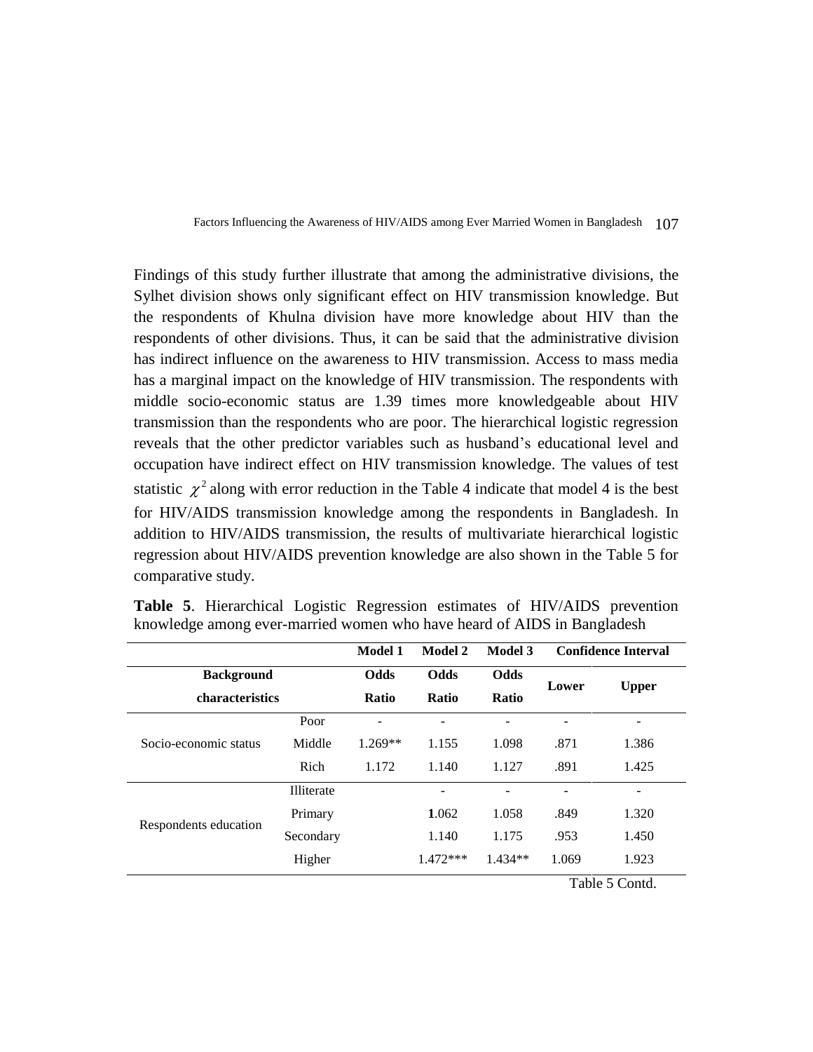Findings of this study further illustrate that among the administrative divisions, the Sylhet division shows only significant effect on HIV transmission knowledge. But the respondents of Khulna division have more knowledge about HIV than the respondents of other divisions. Thus, it can be said that the administrative division has indirect influence on the awareness to HIV transmission. Access to mass media has a marginal impact on the knowledge of HIV transmission. The respondents with middle socio-economic status are 1.39 times more knowledgeable about HIV transmission than the respondents who are poor. The hierarchical logistic regression reveals that the other predictor variables such as husband's educational level and occupation have indirect effect on HIV transmission knowledge. The values of test statistic $\chi^2$ along with error reduction in the Table 4 indicate that model 4 is the best for HIV/AIDS transmission knowledge among the respondents in Bangladesh. In addition to HIV/AIDS transmission, the results of multivariate hierarchical logistic regression about HIV/AIDS prevention knowledge are also shown in the Table 5 for comparative study.

**Table 5**. Hierarchical Logistic Regression estimates of HIV/AIDS prevention knowledge among ever-married women who have heard of AIDS in Bangladesh

| | | Model 1 | Model 2 | Model 3 | Confidence Interval | |
|---|---|---|---|---|---|---|
| Background characteristics | | Odds Ratio | Odds Ratio | Odds Ratio | Lower | Upper |
| Socio-economic status | Poor | - | - | - | - | - |
| | Middle | 1.269** | 1.155 | 1.098 | .871 | 1.386 |
| | Rich | 1.172 | 1.140 | 1.127 | .891 | 1.425 |
| Respondents education | Illiterate | | - | - | - | - |
| | Primary | | 1.062 | 1.058 | .849 | 1.320 |
| | Secondary | | 1.140 | 1.175 | .953 | 1.450 |
| | Higher | | 1.472*** | 1.434** | 1.069 | 1.923 |

Table 5 Contd.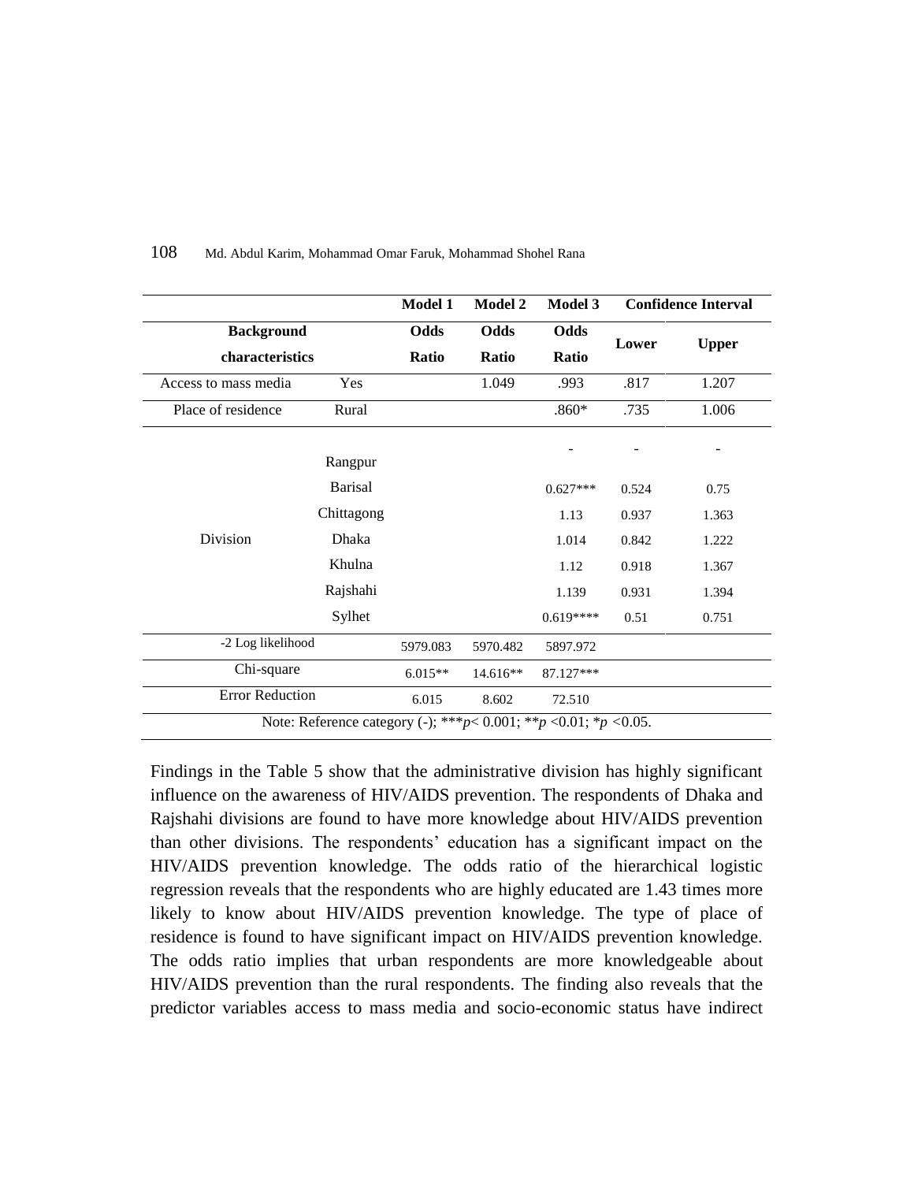| Background characteristics | | Model 1 Odds Ratio | Model 2 Odds Ratio | Model 3 Odds Ratio | Confidence Interval Lower | Confidence Interval Upper |
|---|---|---|---|---|---|---|
| Access to mass media | Yes | | 1.049 | .993 | .817 | 1.207 |
| Place of residence | Rural | | | .860* | .735 | 1.006 |
| Division | Rangpur | | | - | - | - |
| | Barisal | | | 0.627*** | 0.524 | 0.75 |
| | Chittagong | | | 1.13 | 0.937 | 1.363 |
| | Dhaka | | | 1.014 | 0.842 | 1.222 |
| | Khulna | | | 1.12 | 0.918 | 1.367 |
| | Rajshahi | | | 1.139 | 0.931 | 1.394 |
| | Sylhet | | | 0.619**** | 0.51 | 0.751 |
| -2 Log likelihood | | 5979.083 | 5970.482 | 5897.972 | | |
| Chi-square | | 6.015** | 14.616** | 87.127*** | | |
| Error Reduction | | 6.015 | 8.602 | 72.510 | | |

Note: Reference category (-); ***$p$< 0.001; **$p$ <0.01; *$p$ <0.05.

Findings in the Table 5 show that the administrative division has highly significant influence on the awareness of HIV/AIDS prevention. The respondents of Dhaka and Rajshahi divisions are found to have more knowledge about HIV/AIDS prevention than other divisions. The respondents' education has a significant impact on the HIV/AIDS prevention knowledge. The odds ratio of the hierarchical logistic regression reveals that the respondents who are highly educated are 1.43 times more likely to know about HIV/AIDS prevention knowledge. The type of place of residence is found to have significant impact on HIV/AIDS prevention knowledge. The odds ratio implies that urban respondents are more knowledgeable about HIV/AIDS prevention than the rural respondents. The finding also reveals that the predictor variables access to mass media and socio-economic status have indirect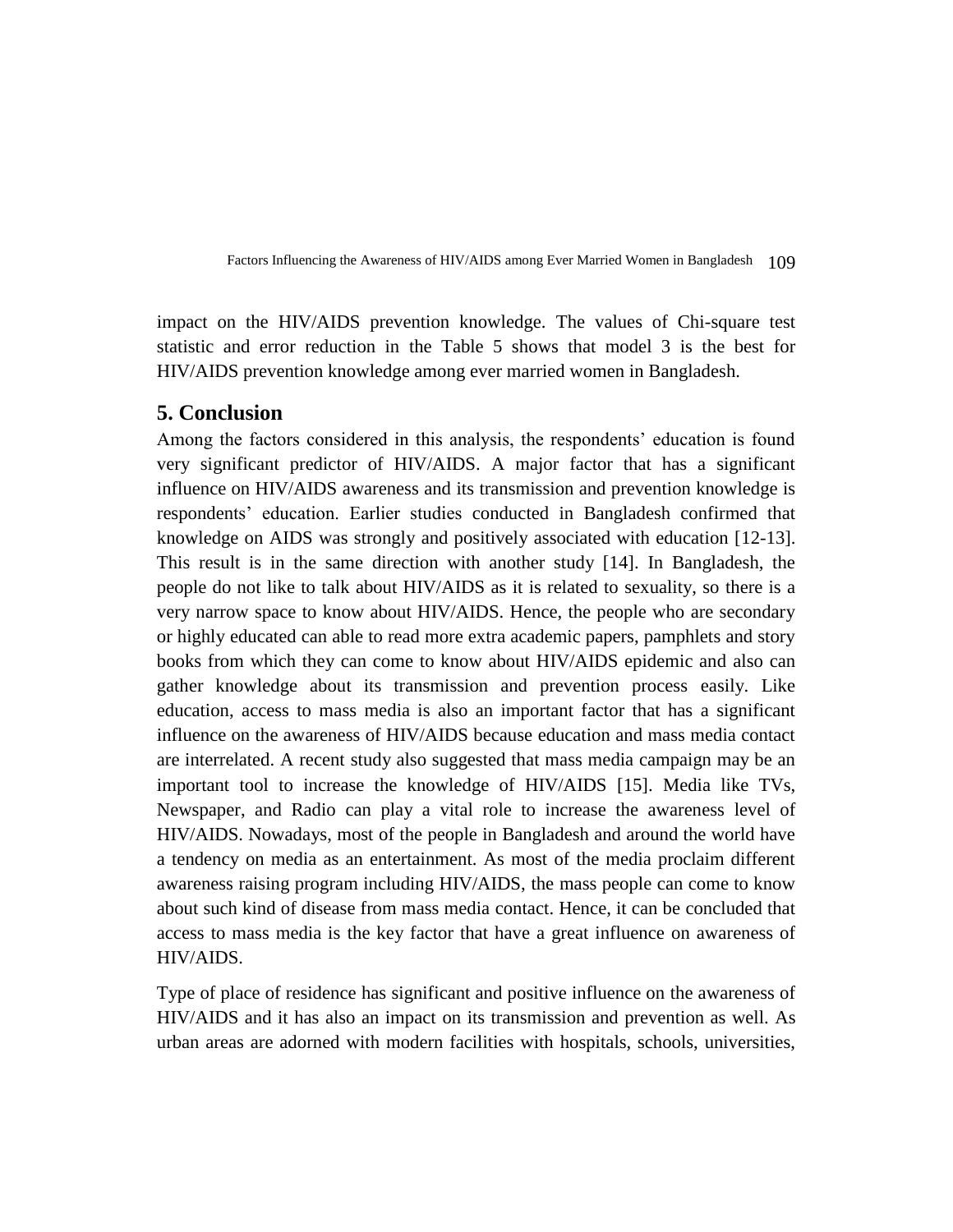impact on the HIV/AIDS prevention knowledge. The values of Chi-square test statistic and error reduction in the Table 5 shows that model 3 is the best for HIV/AIDS prevention knowledge among ever married women in Bangladesh.

## 5. Conclusion

Among the factors considered in this analysis, the respondents' education is found very significant predictor of HIV/AIDS. A major factor that has a significant influence on HIV/AIDS awareness and its transmission and prevention knowledge is respondents' education. Earlier studies conducted in Bangladesh confirmed that knowledge on AIDS was strongly and positively associated with education [12-13]. This result is in the same direction with another study [14]. In Bangladesh, the people do not like to talk about HIV/AIDS as it is related to sexuality, so there is a very narrow space to know about HIV/AIDS. Hence, the people who are secondary or highly educated can able to read more extra academic papers, pamphlets and story books from which they can come to know about HIV/AIDS epidemic and also can gather knowledge about its transmission and prevention process easily. Like education, access to mass media is also an important factor that has a significant influence on the awareness of HIV/AIDS because education and mass media contact are interrelated. A recent study also suggested that mass media campaign may be an important tool to increase the knowledge of HIV/AIDS [15]. Media like TVs, Newspaper, and Radio can play a vital role to increase the awareness level of HIV/AIDS. Nowadays, most of the people in Bangladesh and around the world have a tendency on media as an entertainment. As most of the media proclaim different awareness raising program including HIV/AIDS, the mass people can come to know about such kind of disease from mass media contact. Hence, it can be concluded that access to mass media is the key factor that have a great influence on awareness of HIV/AIDS.

Type of place of residence has significant and positive influence on the awareness of HIV/AIDS and it has also an impact on its transmission and prevention as well. As urban areas are adorned with modern facilities with hospitals, schools, universities,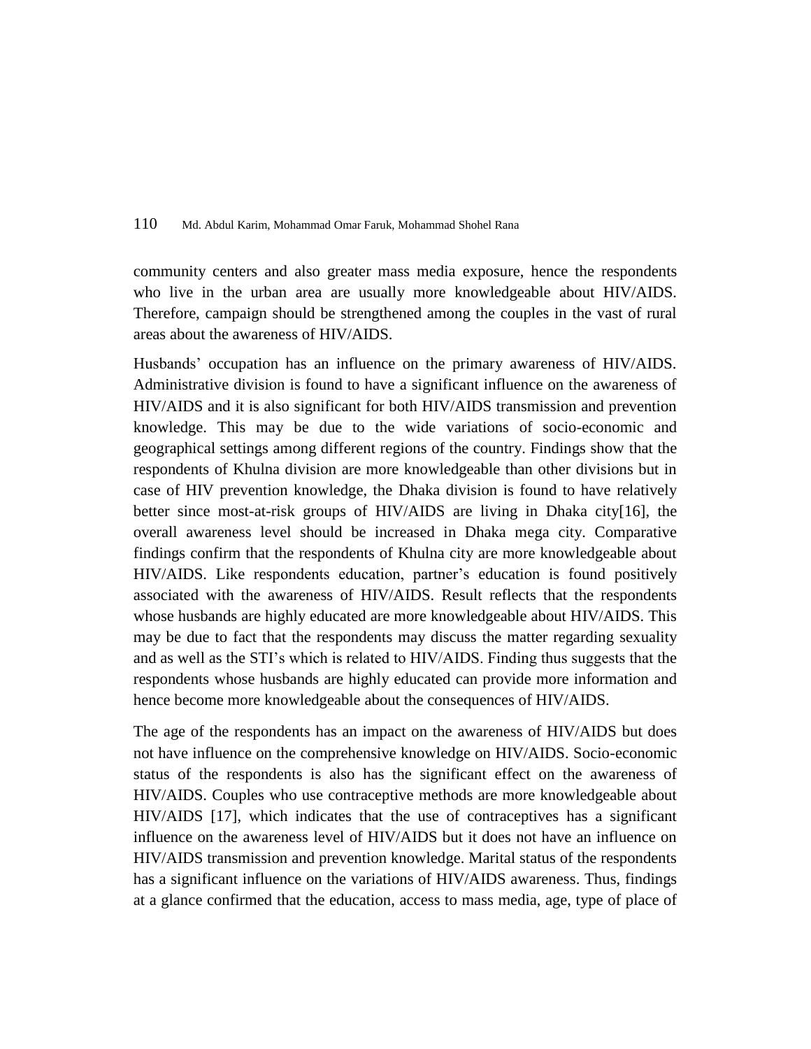community centers and also greater mass media exposure, hence the respondents who live in the urban area are usually more knowledgeable about HIV/AIDS. Therefore, campaign should be strengthened among the couples in the vast of rural areas about the awareness of HIV/AIDS.

Husbands' occupation has an influence on the primary awareness of HIV/AIDS. Administrative division is found to have a significant influence on the awareness of HIV/AIDS and it is also significant for both HIV/AIDS transmission and prevention knowledge. This may be due to the wide variations of socio-economic and geographical settings among different regions of the country. Findings show that the respondents of Khulna division are more knowledgeable than other divisions but in case of HIV prevention knowledge, the Dhaka division is found to have relatively better since most-at-risk groups of HIV/AIDS are living in Dhaka city[16], the overall awareness level should be increased in Dhaka mega city. Comparative findings confirm that the respondents of Khulna city are more knowledgeable about HIV/AIDS. Like respondents education, partner's education is found positively associated with the awareness of HIV/AIDS. Result reflects that the respondents whose husbands are highly educated are more knowledgeable about HIV/AIDS. This may be due to fact that the respondents may discuss the matter regarding sexuality and as well as the STI's which is related to HIV/AIDS. Finding thus suggests that the respondents whose husbands are highly educated can provide more information and hence become more knowledgeable about the consequences of HIV/AIDS.

The age of the respondents has an impact on the awareness of HIV/AIDS but does not have influence on the comprehensive knowledge on HIV/AIDS. Socio-economic status of the respondents is also has the significant effect on the awareness of HIV/AIDS. Couples who use contraceptive methods are more knowledgeable about HIV/AIDS [17], which indicates that the use of contraceptives has a significant influence on the awareness level of HIV/AIDS but it does not have an influence on HIV/AIDS transmission and prevention knowledge. Marital status of the respondents has a significant influence on the variations of HIV/AIDS awareness. Thus, findings at a glance confirmed that the education, access to mass media, age, type of place of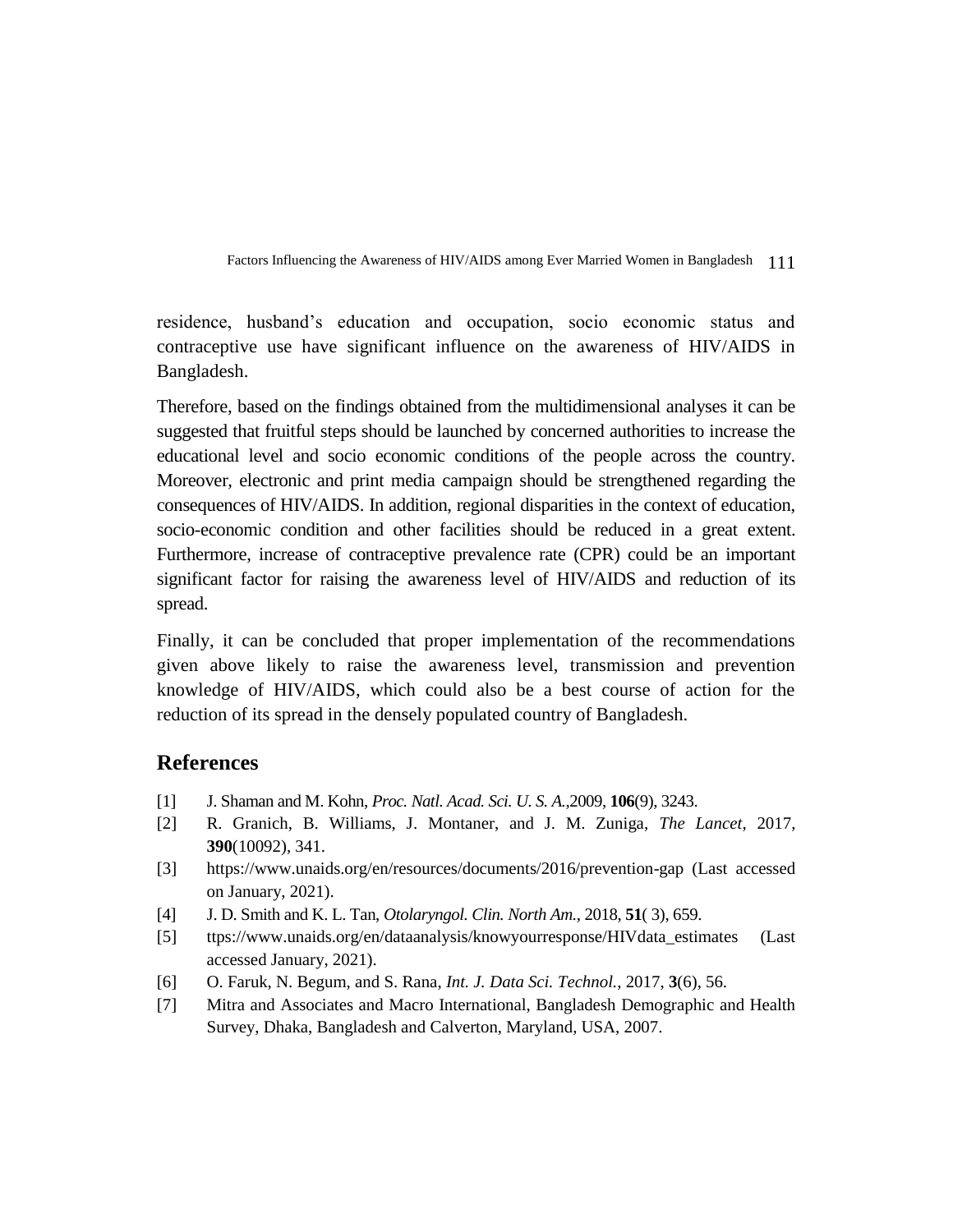residence, husband's education and occupation, socio economic status and contraceptive use have significant influence on the awareness of HIV/AIDS in Bangladesh.

Therefore, based on the findings obtained from the multidimensional analyses it can be suggested that fruitful steps should be launched by concerned authorities to increase the educational level and socio economic conditions of the people across the country. Moreover, electronic and print media campaign should be strengthened regarding the consequences of HIV/AIDS. In addition, regional disparities in the context of education, socio-economic condition and other facilities should be reduced in a great extent. Furthermore, increase of contraceptive prevalence rate (CPR) could be an important significant factor for raising the awareness level of HIV/AIDS and reduction of its spread.

Finally, it can be concluded that proper implementation of the recommendations given above likely to raise the awareness level, transmission and prevention knowledge of HIV/AIDS, which could also be a best course of action for the reduction of its spread in the densely populated country of Bangladesh.

## References

[1] J. Shaman and M. Kohn, *Proc. Natl. Acad. Sci. U. S. A.*,2009, **106**(9), 3243.

[2] R. Granich, B. Williams, J. Montaner, and J. M. Zuniga, *The Lancet*, 2017, **390**(10092), 341.

[3] https://www.unaids.org/en/resources/documents/2016/prevention-gap (Last accessed on January, 2021).

[4] J. D. Smith and K. L. Tan, *Otolaryngol. Clin. North Am.*, 2018, **51**( 3), 659.

[5] ttps://www.unaids.org/en/dataanalysis/knowyourresponse/HIVdata_estimates (Last accessed January, 2021).

[6] O. Faruk, N. Begum, and S. Rana, *Int. J. Data Sci. Technol.*, 2017, **3**(6), 56.

[7] Mitra and Associates and Macro International, Bangladesh Demographic and Health Survey, Dhaka, Bangladesh and Calverton, Maryland, USA, 2007.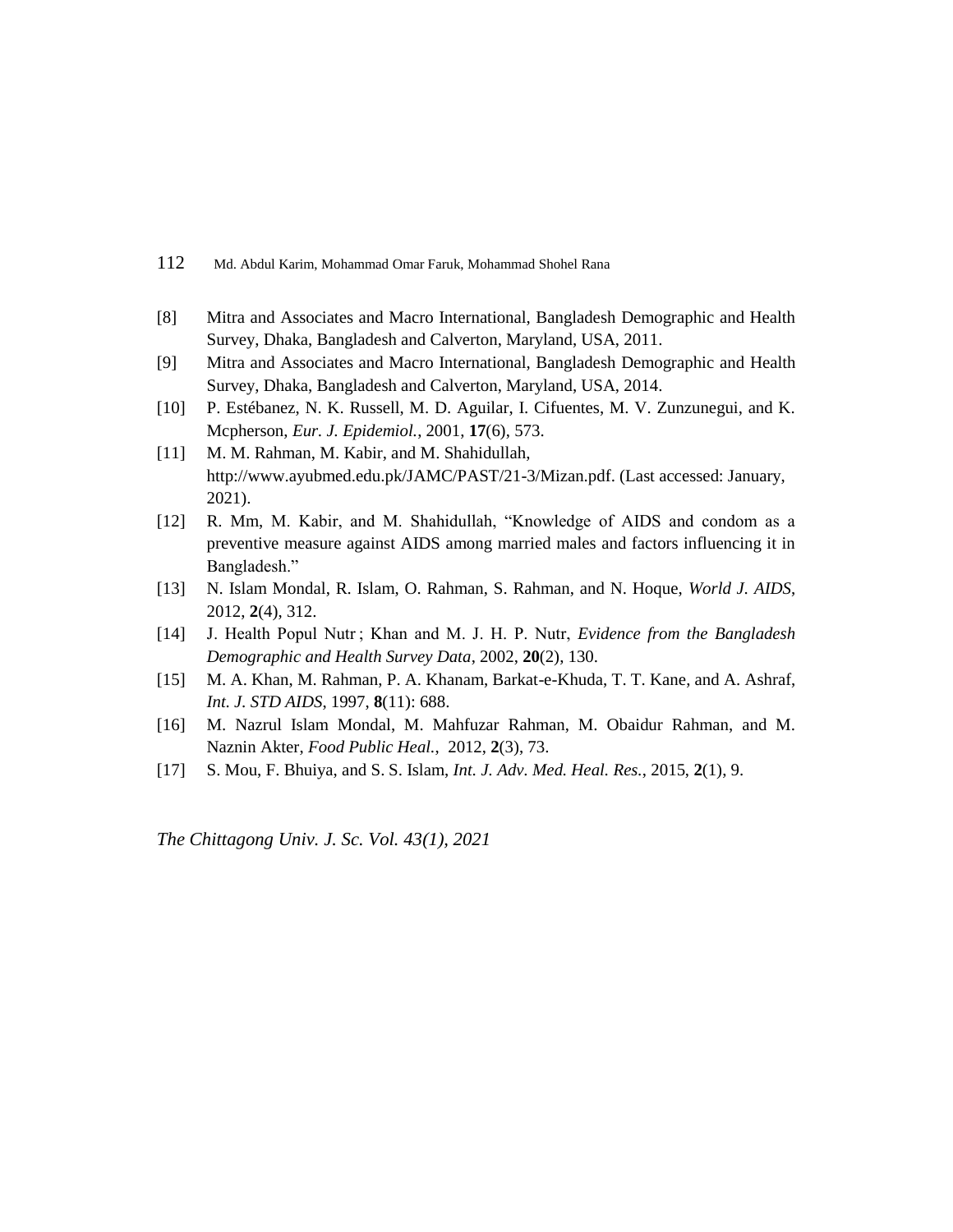[8] Mitra and Associates and Macro International, Bangladesh Demographic and Health Survey, Dhaka, Bangladesh and Calverton, Maryland, USA, 2011.

[9] Mitra and Associates and Macro International, Bangladesh Demographic and Health Survey, Dhaka, Bangladesh and Calverton, Maryland, USA, 2014.

[10] P. Estébanez, N. K. Russell, M. D. Aguilar, I. Cifuentes, M. V. Zunzunegui, and K. Mcpherson, *Eur. J. Epidemiol.*, 2001, **17**(6), 573.

[11] M. M. Rahman, M. Kabir, and M. Shahidullah, http://www.ayubmed.edu.pk/JAMC/PAST/21-3/Mizan.pdf. (Last accessed: January, 2021).

[12] R. Mm, M. Kabir, and M. Shahidullah, "Knowledge of AIDS and condom as a preventive measure against AIDS among married males and factors influencing it in Bangladesh."

[13] N. Islam Mondal, R. Islam, O. Rahman, S. Rahman, and N. Hoque, *World J. AIDS*, 2012, **2**(4), 312.

[14] J. Health Popul Nutr ; Khan and M. J. H. P. Nutr, *Evidence from the Bangladesh Demographic and Health Survey Data*, 2002, **20**(2), 130.

[15] M. A. Khan, M. Rahman, P. A. Khanam, Barkat-e-Khuda, T. T. Kane, and A. Ashraf, *Int. J. STD AIDS*, 1997, **8**(11): 688.

[16] M. Nazrul Islam Mondal, M. Mahfuzar Rahman, M. Obaidur Rahman, and M. Naznin Akter, *Food Public Heal.*, 2012, **2**(3), 73.

[17] S. Mou, F. Bhuiya, and S. S. Islam, *Int. J. Adv. Med. Heal. Res.*, 2015, **2**(1), 9.